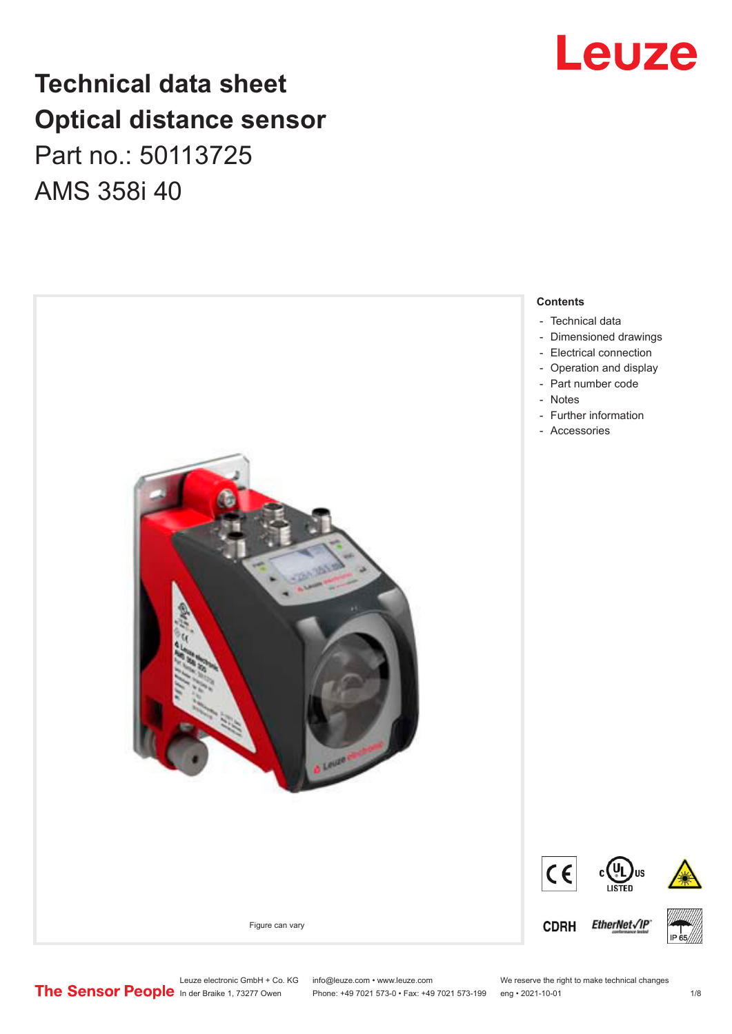# Technical data sheet
# Optical distance sensor

Part no.: 50113725

AMS 358i 40

Figure can vary

**Contents**

- Technical data
- Dimensioned drawings
- Electrical connection
- Operation and display
- Part number code
- Notes
- Further information
- Accessories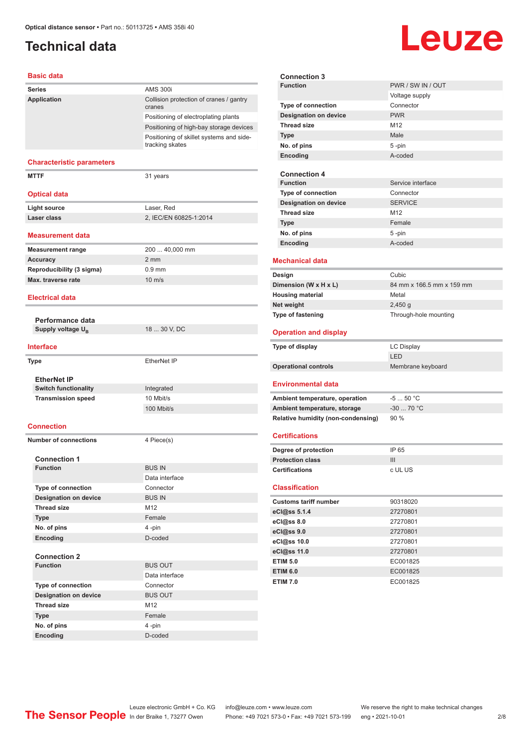# Technical data

Optical distance sensor • Part no.: 50113725 • AMS 358i 40

## Basic data

| | |
|---|---|
| **Series** | AMS 300i |
| **Application** | Collision protection of cranes / gantry cranes |
| | Positioning of electroplating plants |
| | Positioning of high-bay storage devices |
| | Positioning of skillet systems and side-tracking skates |

## Characteristic parameters

| | |
|---|---|
| **MTTF** | 31 years |

## Optical data

| | |
|---|---|
| **Light source** | Laser, Red |
| **Laser class** | 2, IEC/EN 60825-1:2014 |

## Measurement data

| | |
|---|---|
| **Measurement range** | 200 ... 40,000 mm |
| **Accuracy** | 2 mm |
| **Reproducibility (3 sigma)** | 0.9 mm |
| **Max. traverse rate** | 10 m/s |

## Electrical data

### Performance data

| | |
|---|---|
| **Supply voltage $U_B$** | 18 ... 30 V, DC |

## Interface

| | |
|---|---|
| **Type** | EtherNet IP |

### EtherNet IP

| | |
|---|---|
| **Switch functionality** | Integrated |
| **Transmission speed** | 10 Mbit/s |
| | 100 Mbit/s |

## Connection

| | |
|---|---|
| **Number of connections** | 4 Piece(s) |

### Connection 1

| | |
|---|---|
| **Function** | BUS IN |
| | Data interface |
| **Type of connection** | Connector |
| **Designation on device** | BUS IN |
| **Thread size** | M12 |
| **Type** | Female |
| **No. of pins** | 4 -pin |
| **Encoding** | D-coded |

### Connection 2

| | |
|---|---|
| **Function** | BUS OUT |
| | Data interface |
| **Type of connection** | Connector |
| **Designation on device** | BUS OUT |
| **Thread size** | M12 |
| **Type** | Female |
| **No. of pins** | 4 -pin |
| **Encoding** | D-coded |

### Connection 3

| | |
|---|---|
| **Function** | PWR / SW IN / OUT |
| | Voltage supply |
| **Type of connection** | Connector |
| **Designation on device** | PWR |
| **Thread size** | M12 |
| **Type** | Male |
| **No. of pins** | 5 -pin |
| **Encoding** | A-coded |

### Connection 4

| | |
|---|---|
| **Function** | Service interface |
| **Type of connection** | Connector |
| **Designation on device** | SERVICE |
| **Thread size** | M12 |
| **Type** | Female |
| **No. of pins** | 5 -pin |
| **Encoding** | A-coded |

## Mechanical data

| | |
|---|---|
| **Design** | Cubic |
| **Dimension (W x H x L)** | 84 mm x 166.5 mm x 159 mm |
| **Housing material** | Metal |
| **Net weight** | 2,450 g |
| **Type of fastening** | Through-hole mounting |

## Operation and display

| | |
|---|---|
| **Type of display** | LC Display |
| | LED |
| **Operational controls** | Membrane keyboard |

## Environmental data

| | |
|---|---|
| **Ambient temperature, operation** | -5 ... 50 °C |
| **Ambient temperature, storage** | -30 ... 70 °C |
| **Relative humidity (non-condensing)** | 90 % |

## Certifications

| | |
|---|---|
| **Degree of protection** | IP 65 |
| **Protection class** | III |
| **Certifications** | c UL US |

## Classification

| | |
|---|---|
| **Customs tariff number** | 90318020 |
| **eCl@ss 5.1.4** | 27270801 |
| **eCl@ss 8.0** | 27270801 |
| **eCl@ss 9.0** | 27270801 |
| **eCl@ss 10.0** | 27270801 |
| **eCl@ss 11.0** | 27270801 |
| **ETIM 5.0** | EC001825 |
| **ETIM 6.0** | EC001825 |
| **ETIM 7.0** | EC001825 |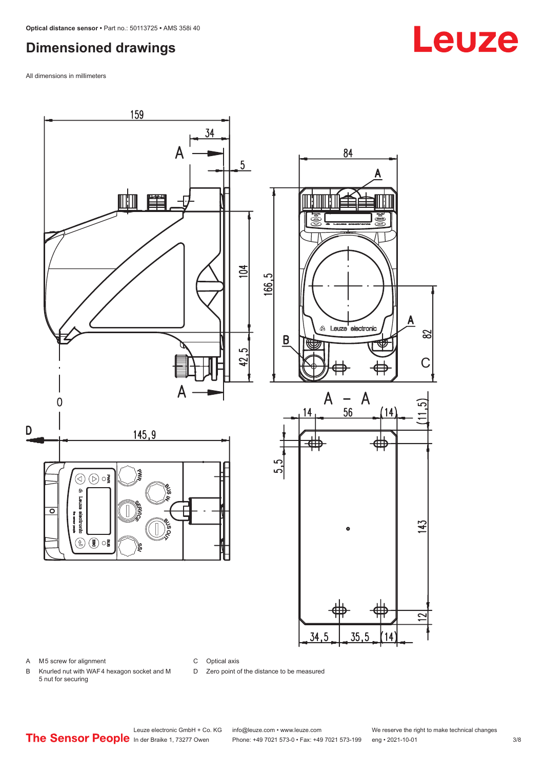## Dimensioned drawings

All dimensions in millimeters

A M5 screw for alignment

B Knurled nut with WAF4 hexagon socket and M 5 nut for securing

C Optical axis

D Zero point of the distance to be measured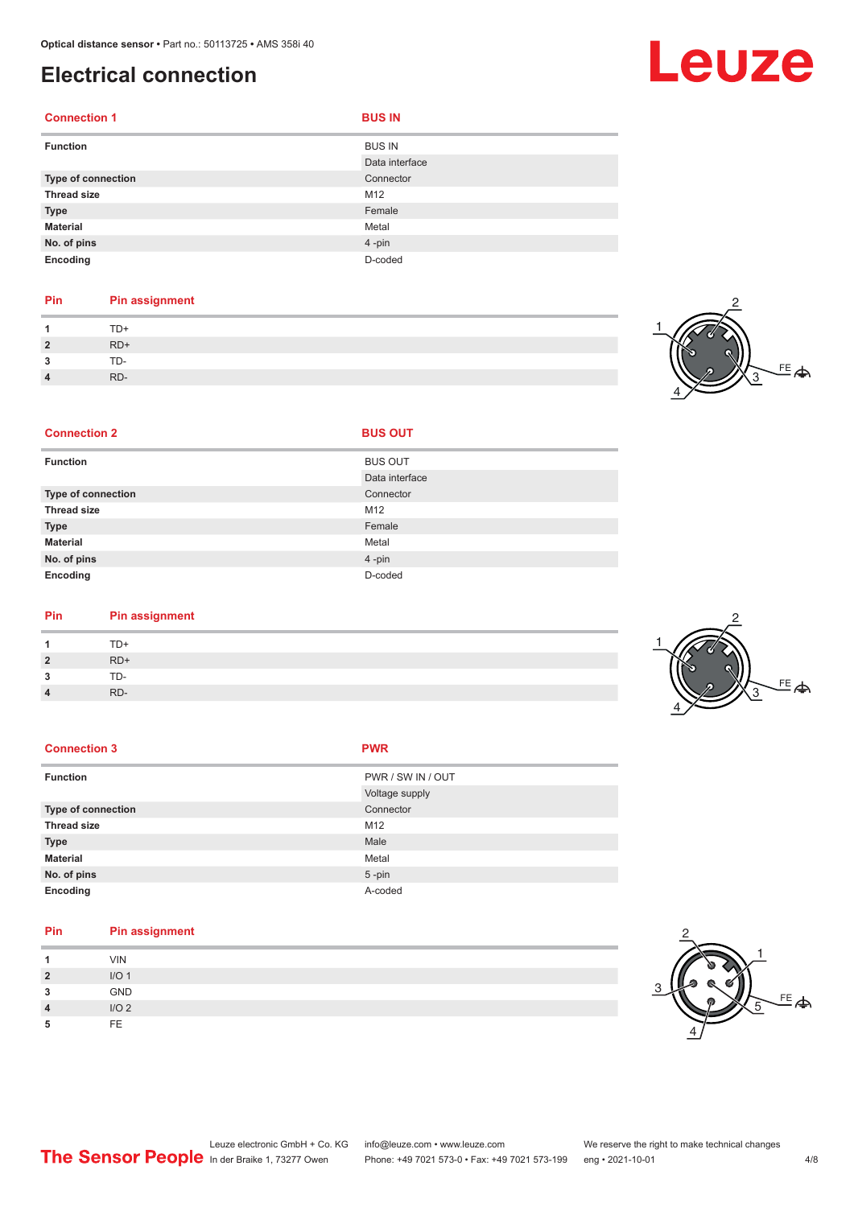# Electrical connection

| Connection 1 | BUS IN |
|---|---|
| **Function** | BUS IN |
| | Data interface |
| **Type of connection** | Connector |
| **Thread size** | M12 |
| **Type** | Female |
| **Material** | Metal |
| **No. of pins** | 4 -pin |
| **Encoding** | D-coded |

| Pin | Pin assignment |
|---|---|
| **1** | TD+ |
| **2** | RD+ |
| **3** | TD- |
| **4** | RD- |

| Connection 2 | BUS OUT |
|---|---|
| **Function** | BUS OUT |
| | Data interface |
| **Type of connection** | Connector |
| **Thread size** | M12 |
| **Type** | Female |
| **Material** | Metal |
| **No. of pins** | 4 -pin |
| **Encoding** | D-coded |

| Pin | Pin assignment |
|---|---|
| **1** | TD+ |
| **2** | RD+ |
| **3** | TD- |
| **4** | RD- |

| Connection 3 | PWR |
|---|---|
| **Function** | PWR / SW IN / OUT |
| | Voltage supply |
| **Type of connection** | Connector |
| **Thread size** | M12 |
| **Type** | Male |
| **Material** | Metal |
| **No. of pins** | 5 -pin |
| **Encoding** | A-coded |

| Pin | Pin assignment |
|---|---|
| **1** | VIN |
| **2** | I/O 1 |
| **3** | GND |
| **4** | I/O 2 |
| **5** | FE |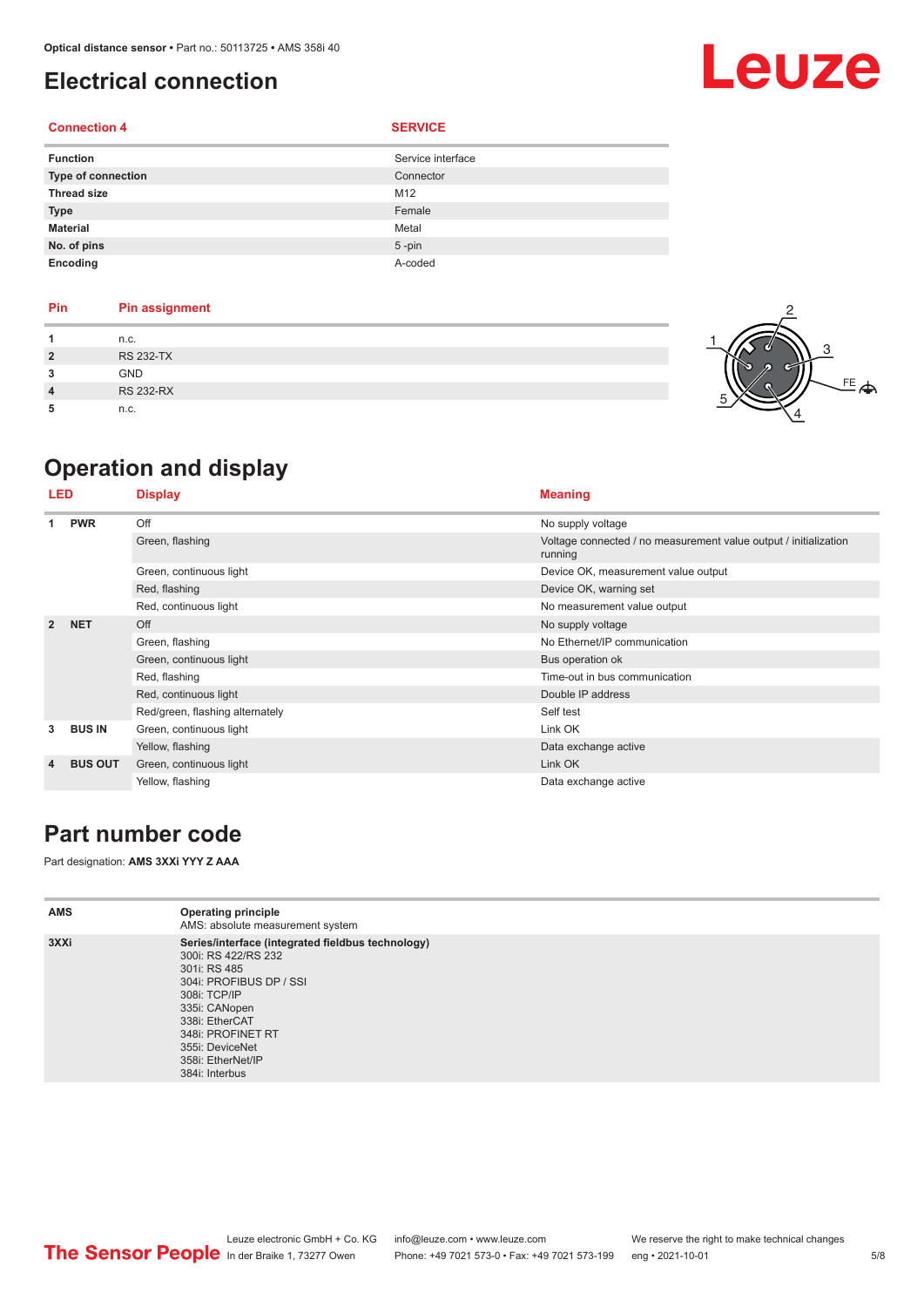## Electrical connection

| Connection 4 | SERVICE |
|---|---|
| Function | Service interface |
| Type of connection | Connector |
| Thread size | M12 |
| Type | Female |
| Material | Metal |
| No. of pins | 5 -pin |
| Encoding | A-coded |

| Pin | Pin assignment |
|---|---|
| 1 | n.c. |
| 2 | RS 232-TX |
| 3 | GND |
| 4 | RS 232-RX |
| 5 | n.c. |

## Operation and display

| LED | | Display | Meaning |
|---|---|---|---|
| 1 | PWR | Off | No supply voltage |
| | | Green, flashing | Voltage connected / no measurement value output / initialization running |
| | | Green, continuous light | Device OK, measurement value output |
| | | Red, flashing | Device OK, warning set |
| | | Red, continuous light | No measurement value output |
| 2 | NET | Off | No supply voltage |
| | | Green, flashing | No Ethernet/IP communication |
| | | Green, continuous light | Bus operation ok |
| | | Red, flashing | Time-out in bus communication |
| | | Red, continuous light | Double IP address |
| | | Red/green, flashing alternately | Self test |
| 3 | BUS IN | Green, continuous light | Link OK |
| | | Yellow, flashing | Data exchange active |
| 4 | BUS OUT | Green, continuous light | Link OK |
| | | Yellow, flashing | Data exchange active |

## Part number code

Part designation: **AMS 3XXi YYY Z AAA**

| | |
|---|---|
| AMS | **Operating principle**<br>AMS: absolute measurement system |
| 3XXi | **Series/interface (integrated fieldbus technology)**<br>300i: RS 422/RS 232<br>301i: RS 485<br>304i: PROFIBUS DP / SSI<br>308i: TCP/IP<br>335i: CANopen<br>338i: EtherCAT<br>348i: PROFINET RT<br>355i: DeviceNet<br>358i: EtherNet/IP<br>384i: Interbus |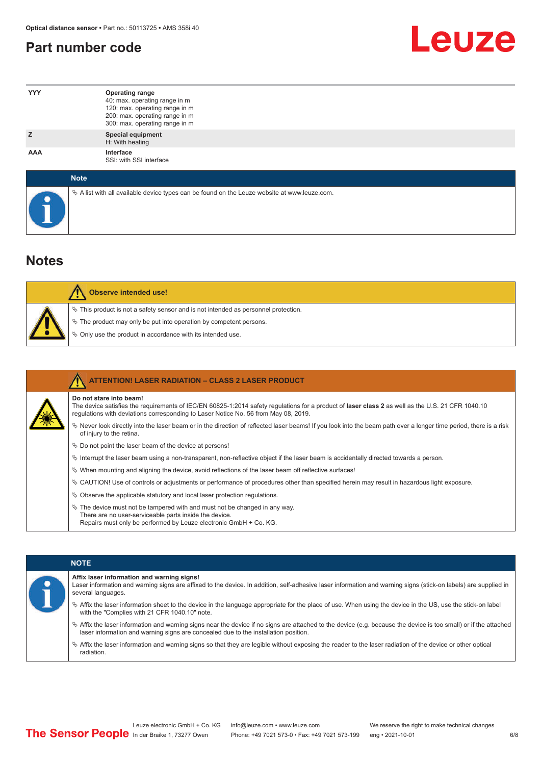## Part number code

| | |
|---|---|
| YYY | **Operating range**<br>40: max. operating range in m<br>120: max. operating range in m<br>200: max. operating range in m<br>300: max. operating range in m |
| Z | **Special equipment**<br>H: With heating |
| AAA | **Interface**<br>SSI: with SSI interface |

**Note**

- A list with all available device types can be found on the Leuze website at www.leuze.com.

## Notes

**Observe intended use!**

- This product is not a safety sensor and is not intended as personnel protection.
- The product may only be put into operation by competent persons.
- Only use the product in accordance with its intended use.

**ATTENTION! LASER RADIATION – CLASS 2 LASER PRODUCT**

**Do not stare into beam!**
The device satisfies the requirements of IEC/EN 60825-1:2014 safety regulations for a product of **laser class 2** as well as the U.S. 21 CFR 1040.10 regulations with deviations corresponding to Laser Notice No. 56 from May 08, 2019.

- Never look directly into the laser beam or in the direction of reflected laser beams! If you look into the beam path over a longer time period, there is a risk of injury to the retina.
- Do not point the laser beam of the device at persons!
- Interrupt the laser beam using a non-transparent, non-reflective object if the laser beam is accidentally directed towards a person.
- When mounting and aligning the device, avoid reflections of the laser beam off reflective surfaces!
- CAUTION! Use of controls or adjustments or performance of procedures other than specified herein may result in hazardous light exposure.
- Observe the applicable statutory and local laser protection regulations.
- The device must not be tampered with and must not be changed in any way.
  There are no user-serviceable parts inside the device.
  Repairs must only be performed by Leuze electronic GmbH + Co. KG.

**NOTE**

**Affix laser information and warning signs!**
Laser information and warning signs are affixed to the device. In addition, self-adhesive laser information and warning signs (stick-on labels) are supplied in several languages.

- Affix the laser information sheet to the device in the language appropriate for the place of use. When using the device in the US, use the stick-on label with the "Complies with 21 CFR 1040.10" note.
- Affix the laser information and warning signs near the device if no signs are attached to the device (e.g. because the device is too small) or if the attached laser information and warning signs are concealed due to the installation position.
- Affix the laser information and warning signs so that they are legible without exposing the reader to the laser radiation of the device or other optical radiation.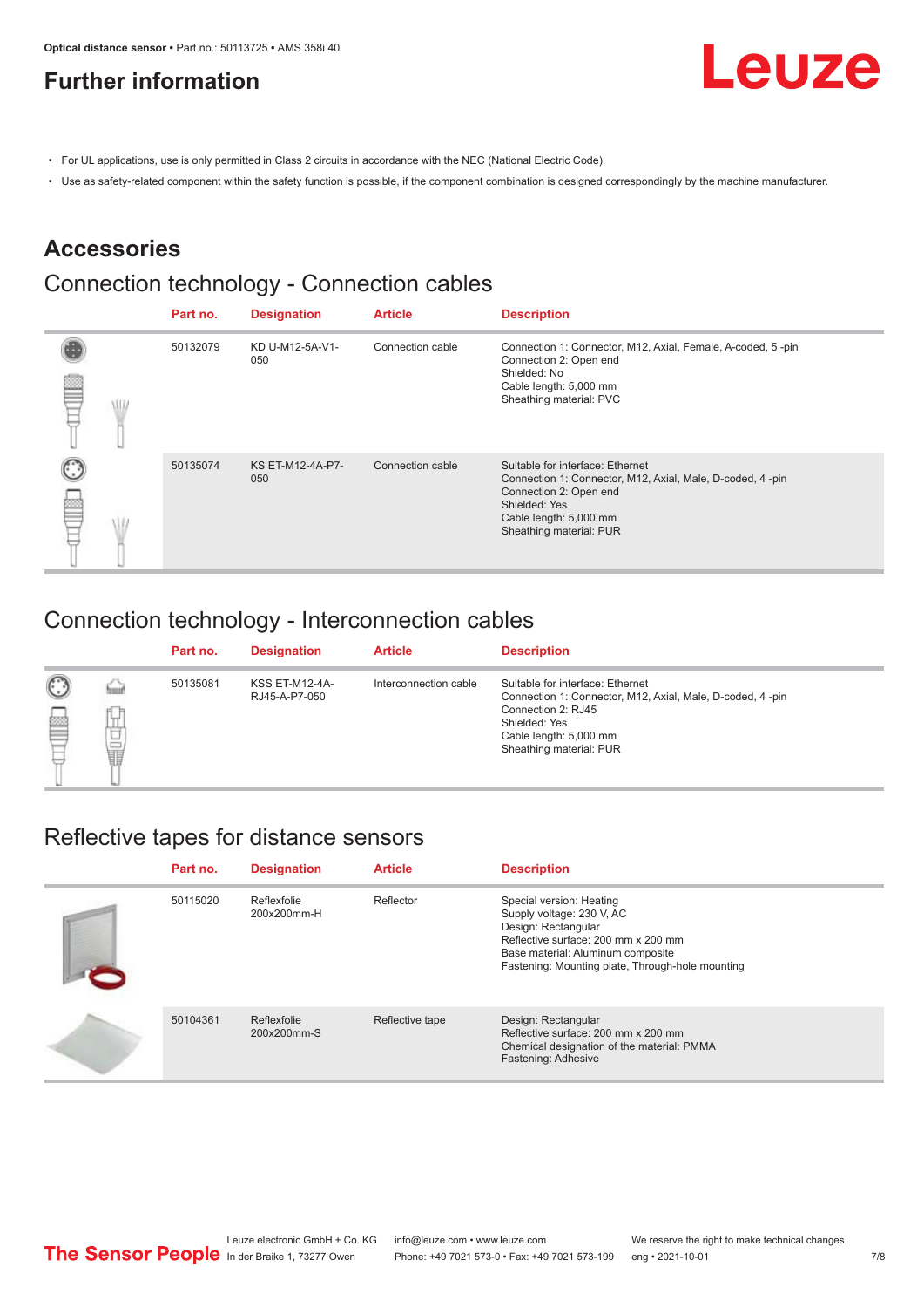# Further information

- For UL applications, use is only permitted in Class 2 circuits in accordance with the NEC (National Electric Code).
- Use as safety-related component within the safety function is possible, if the component combination is designed correspondingly by the machine manufacturer.

## Accessories

### Connection technology - Connection cables

| Part no. | Designation | Article | Description |
|---|---|---|---|
| 50132079 | KD U-M12-5A-V1-050 | Connection cable | Connection 1: Connector, M12, Axial, Female, A-coded, 5 -pin<br>Connection 2: Open end<br>Shielded: No<br>Cable length: 5,000 mm<br>Sheathing material: PVC |
| 50135074 | KS ET-M12-4A-P7-050 | Connection cable | Suitable for interface: Ethernet<br>Connection 1: Connector, M12, Axial, Male, D-coded, 4 -pin<br>Connection 2: Open end<br>Shielded: Yes<br>Cable length: 5,000 mm<br>Sheathing material: PUR |

### Connection technology - Interconnection cables

| Part no. | Designation | Article | Description |
|---|---|---|---|
| 50135081 | KSS ET-M12-4A-RJ45-A-P7-050 | Interconnection cable | Suitable for interface: Ethernet<br>Connection 1: Connector, M12, Axial, Male, D-coded, 4 -pin<br>Connection 2: RJ45<br>Shielded: Yes<br>Cable length: 5,000 mm<br>Sheathing material: PUR |

### Reflective tapes for distance sensors

| Part no. | Designation | Article | Description |
|---|---|---|---|
| 50115020 | Reflexfolie 200x200mm-H | Reflector | Special version: Heating<br>Supply voltage: 230 V, AC<br>Design: Rectangular<br>Reflective surface: 200 mm x 200 mm<br>Base material: Aluminum composite<br>Fastening: Mounting plate, Through-hole mounting |
| 50104361 | Reflexfolie 200x200mm-S | Reflective tape | Design: Rectangular<br>Reflective surface: 200 mm x 200 mm<br>Chemical designation of the material: PMMA<br>Fastening: Adhesive |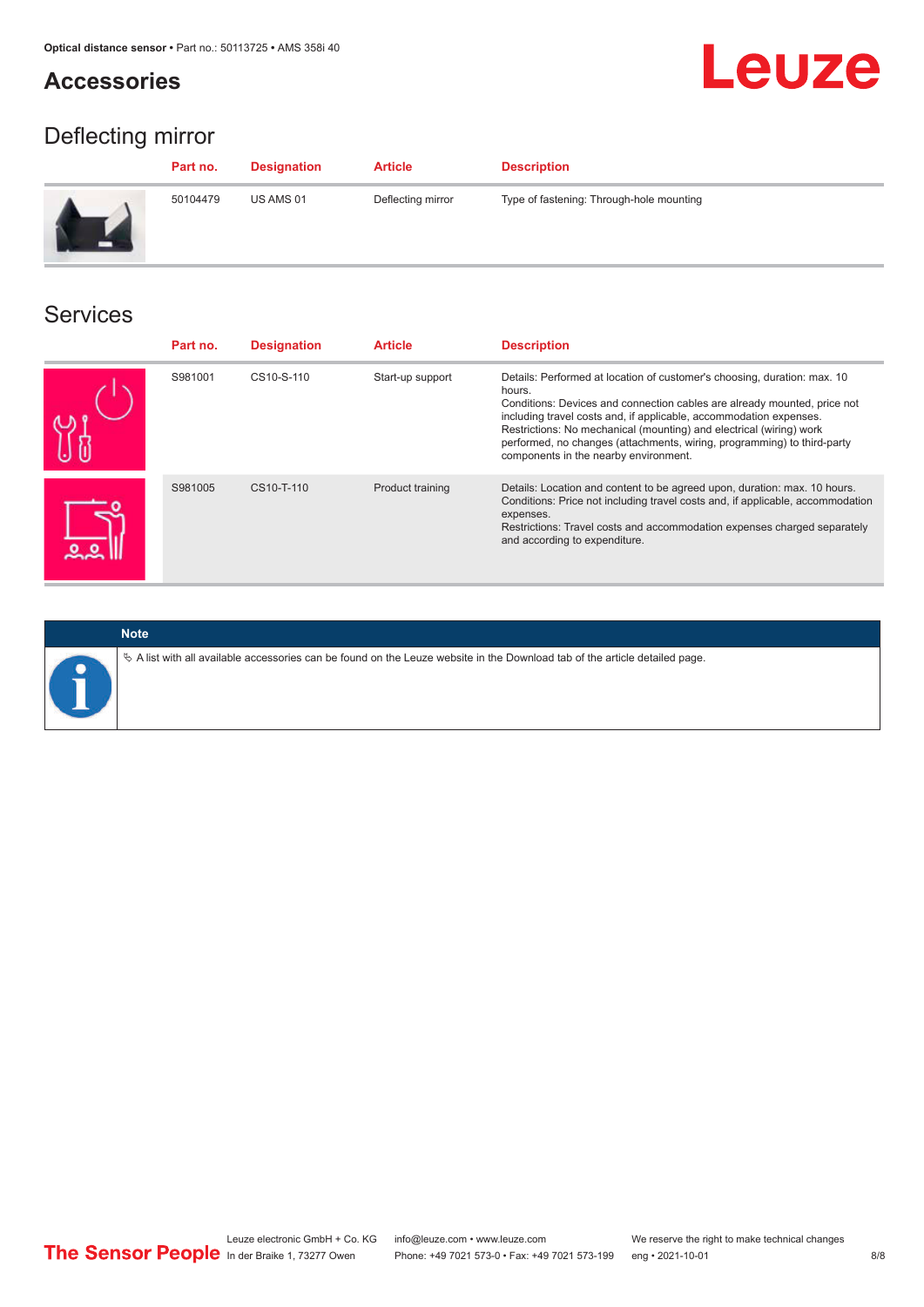## Accessories

### Deflecting mirror

| | Part no. | Designation | Article | Description |
|---|---|---|---|---|
| | 50104479 | US AMS 01 | Deflecting mirror | Type of fastening: Through-hole mounting |

### Services

| | Part no. | Designation | Article | Description |
|---|---|---|---|---|
| | S981001 | CS10-S-110 | Start-up support | Details: Performed at location of customer's choosing, duration: max. 10 hours.<br>Conditions: Devices and connection cables are already mounted, price not including travel costs and, if applicable, accommodation expenses.<br>Restrictions: No mechanical (mounting) and electrical (wiring) work performed, no changes (attachments, wiring, programming) to third-party components in the nearby environment. |
| | S981005 | CS10-T-110 | Product training | Details: Location and content to be agreed upon, duration: max. 10 hours.<br>Conditions: Price not including travel costs and, if applicable, accommodation expenses.<br>Restrictions: Travel costs and accommodation expenses charged separately and according to expenditure. |

**Note**

↳ A list with all available accessories can be found on the Leuze website in the Download tab of the article detailed page.